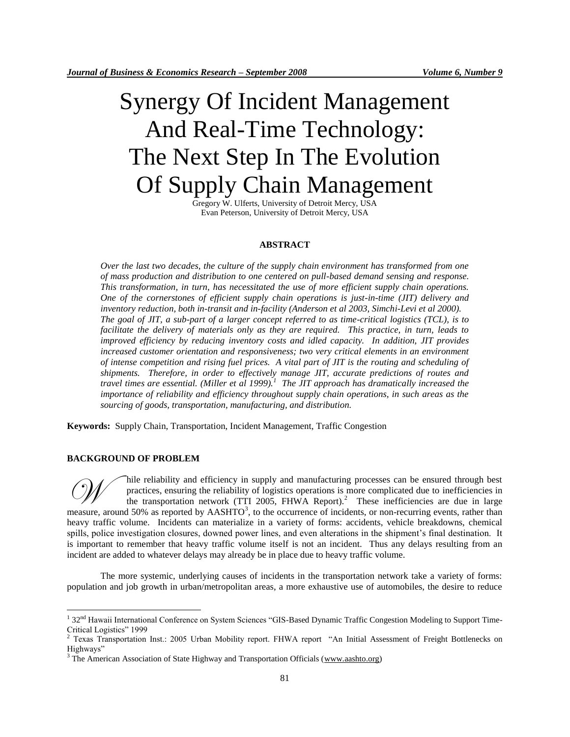# Synergy Of Incident Management And Real-Time Technology: The Next Step In The Evolution Of Supply Chain Management

Gregory W. Ulferts, University of Detroit Mercy, USA
Evan Peterson, University of Detroit Mercy, USA

## ABSTRACT

*Over the last two decades, the culture of the supply chain environment has transformed from one of mass production and distribution to one centered on pull-based demand sensing and response. This transformation, in turn, has necessitated the use of more efficient supply chain operations. One of the cornerstones of efficient supply chain operations is just-in-time (JIT) delivery and inventory reduction, both in-transit and in-facility (Anderson et al 2003, Simchi-Levi et al 2000). The goal of JIT, a sub-part of a larger concept referred to as time-critical logistics (TCL), is to facilitate the delivery of materials only as they are required. This practice, in turn, leads to improved efficiency by reducing inventory costs and idled capacity. In addition, JIT provides increased customer orientation and responsiveness; two very critical elements in an environment of intense competition and rising fuel prices. A vital part of JIT is the routing and scheduling of shipments. Therefore, in order to effectively manage JIT, accurate predictions of routes and travel times are essential. (Miller et al 1999).[1] The JIT approach has dramatically increased the importance of reliability and efficiency throughout supply chain operations, in such areas as the sourcing of goods, transportation, manufacturing, and distribution.*

**Keywords:** Supply Chain, Transportation, Incident Management, Traffic Congestion

## BACKGROUND OF PROBLEM

While reliability and efficiency in supply and manufacturing processes can be ensured through best practices, ensuring the reliability of logistics operations is more complicated due to inefficiencies in the transportation network (TTI 2005, FHWA Report).[2] These inefficiencies are due in large measure, around 50% as reported by AASHTO[3], to the occurrence of incidents, or non-recurring events, rather than heavy traffic volume. Incidents can materialize in a variety of forms: accidents, vehicle breakdowns, chemical spills, police investigation closures, downed power lines, and even alterations in the shipment's final destination. It is important to remember that heavy traffic volume itself is not an incident. Thus any delays resulting from an incident are added to whatever delays may already be in place due to heavy traffic volume.

The more systemic, underlying causes of incidents in the transportation network take a variety of forms: population and job growth in urban/metropolitan areas, a more exhaustive use of automobiles, the desire to reduce

---

[1] 32nd Hawaii International Conference on System Sciences "GIS-Based Dynamic Traffic Congestion Modeling to Support Time-Critical Logistics" 1999

[2] Texas Transportation Inst.: 2005 Urban Mobility report. FHWA report "An Initial Assessment of Freight Bottlenecks on Highways"

[3] The American Association of State Highway and Transportation Officials (www.aashto.org)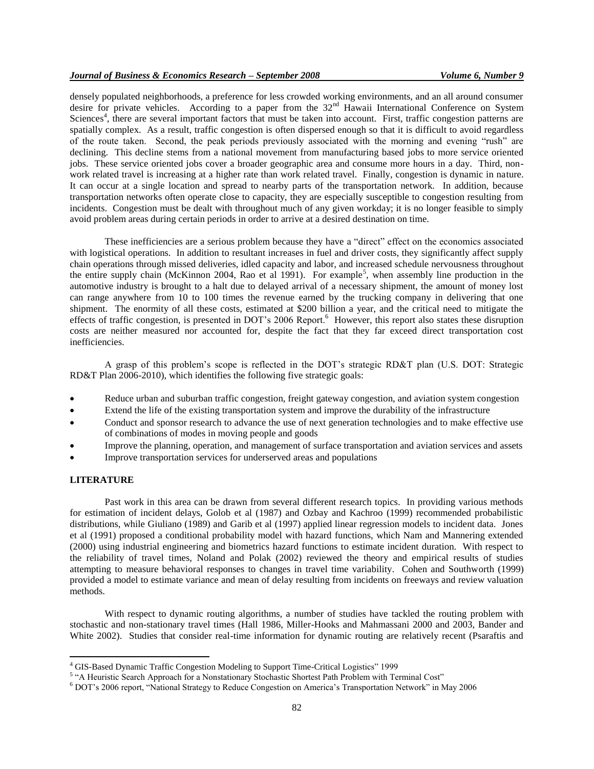densely populated neighborhoods, a preference for less crowded working environments, and an all around consumer desire for private vehicles. According to a paper from the 32nd Hawaii International Conference on System Sciences[4], there are several important factors that must be taken into account. First, traffic congestion patterns are spatially complex. As a result, traffic congestion is often dispersed enough so that it is difficult to avoid regardless of the route taken. Second, the peak periods previously associated with the morning and evening "rush" are declining. This decline stems from a national movement from manufacturing based jobs to more service oriented jobs. These service oriented jobs cover a broader geographic area and consume more hours in a day. Third, non-work related travel is increasing at a higher rate than work related travel. Finally, congestion is dynamic in nature. It can occur at a single location and spread to nearby parts of the transportation network. In addition, because transportation networks often operate close to capacity, they are especially susceptible to congestion resulting from incidents. Congestion must be dealt with throughout much of any given workday; it is no longer feasible to simply avoid problem areas during certain periods in order to arrive at a desired destination on time.

These inefficiencies are a serious problem because they have a "direct" effect on the economics associated with logistical operations. In addition to resultant increases in fuel and driver costs, they significantly affect supply chain operations through missed deliveries, idled capacity and labor, and increased schedule nervousness throughout the entire supply chain (McKinnon 2004, Rao et al 1991). For example[5], when assembly line production in the automotive industry is brought to a halt due to delayed arrival of a necessary shipment, the amount of money lost can range anywhere from 10 to 100 times the revenue earned by the trucking company in delivering that one shipment. The enormity of all these costs, estimated at $200 billion a year, and the critical need to mitigate the effects of traffic congestion, is presented in DOT's 2006 Report.[6] However, this report also states these disruption costs are neither measured nor accounted for, despite the fact that they far exceed direct transportation cost inefficiencies.

A grasp of this problem's scope is reflected in the DOT's strategic RD&T plan (U.S. DOT: Strategic RD&T Plan 2006-2010), which identifies the following five strategic goals:

- Reduce urban and suburban traffic congestion, freight gateway congestion, and aviation system congestion
- Extend the life of the existing transportation system and improve the durability of the infrastructure
- Conduct and sponsor research to advance the use of next generation technologies and to make effective use of combinations of modes in moving people and goods
- Improve the planning, operation, and management of surface transportation and aviation services and assets
- Improve transportation services for underserved areas and populations

## LITERATURE

Past work in this area can be drawn from several different research topics. In providing various methods for estimation of incident delays, Golob et al (1987) and Ozbay and Kachroo (1999) recommended probabilistic distributions, while Giuliano (1989) and Garib et al (1997) applied linear regression models to incident data. Jones et al (1991) proposed a conditional probability model with hazard functions, which Nam and Mannering extended (2000) using industrial engineering and biometrics hazard functions to estimate incident duration. With respect to the reliability of travel times, Noland and Polak (2002) reviewed the theory and empirical results of studies attempting to measure behavioral responses to changes in travel time variability. Cohen and Southworth (1999) provided a model to estimate variance and mean of delay resulting from incidents on freeways and review valuation methods.

With respect to dynamic routing algorithms, a number of studies have tackled the routing problem with stochastic and non-stationary travel times (Hall 1986, Miller-Hooks and Mahmassani 2000 and 2003, Bander and White 2002). Studies that consider real-time information for dynamic routing are relatively recent (Psaraftis and

---

[4] GIS-Based Dynamic Traffic Congestion Modeling to Support Time-Critical Logistics" 1999

[5] "A Heuristic Search Approach for a Nonstationary Stochastic Shortest Path Problem with Terminal Cost"

[6] DOT's 2006 report, "National Strategy to Reduce Congestion on America's Transportation Network" in May 2006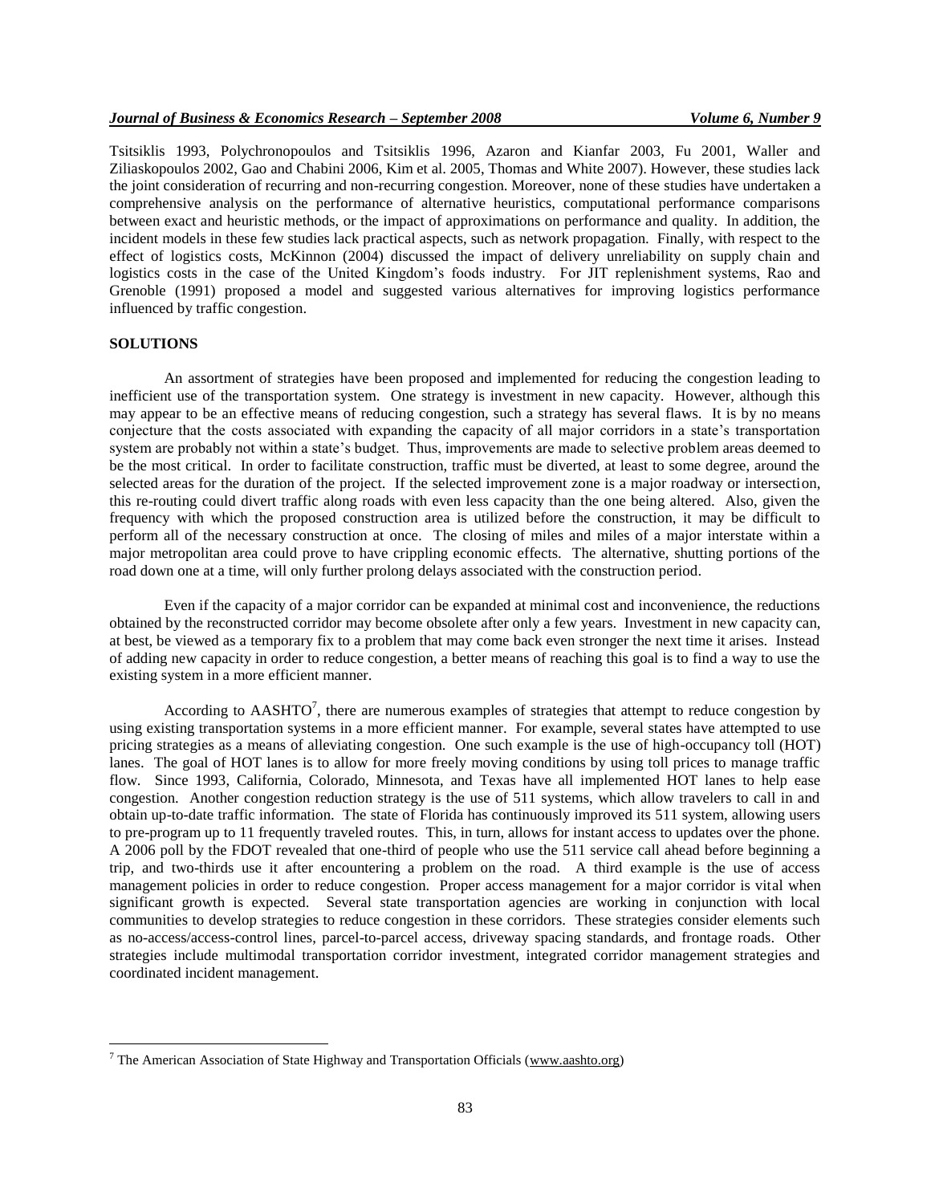Tsitsiklis 1993, Polychronopoulos and Tsitsiklis 1996, Azaron and Kianfar 2003, Fu 2001, Waller and Ziliaskopoulos 2002, Gao and Chabini 2006, Kim et al. 2005, Thomas and White 2007). However, these studies lack the joint consideration of recurring and non-recurring congestion. Moreover, none of these studies have undertaken a comprehensive analysis on the performance of alternative heuristics, computational performance comparisons between exact and heuristic methods, or the impact of approximations on performance and quality. In addition, the incident models in these few studies lack practical aspects, such as network propagation. Finally, with respect to the effect of logistics costs, McKinnon (2004) discussed the impact of delivery unreliability on supply chain and logistics costs in the case of the United Kingdom's foods industry. For JIT replenishment systems, Rao and Grenoble (1991) proposed a model and suggested various alternatives for improving logistics performance influenced by traffic congestion.

## SOLUTIONS

An assortment of strategies have been proposed and implemented for reducing the congestion leading to inefficient use of the transportation system. One strategy is investment in new capacity. However, although this may appear to be an effective means of reducing congestion, such a strategy has several flaws. It is by no means conjecture that the costs associated with expanding the capacity of all major corridors in a state's transportation system are probably not within a state's budget. Thus, improvements are made to selective problem areas deemed to be the most critical. In order to facilitate construction, traffic must be diverted, at least to some degree, around the selected areas for the duration of the project. If the selected improvement zone is a major roadway or intersection, this re-routing could divert traffic along roads with even less capacity than the one being altered. Also, given the frequency with which the proposed construction area is utilized before the construction, it may be difficult to perform all of the necessary construction at once. The closing of miles and miles of a major interstate within a major metropolitan area could prove to have crippling economic effects. The alternative, shutting portions of the road down one at a time, will only further prolong delays associated with the construction period.

Even if the capacity of a major corridor can be expanded at minimal cost and inconvenience, the reductions obtained by the reconstructed corridor may become obsolete after only a few years. Investment in new capacity can, at best, be viewed as a temporary fix to a problem that may come back even stronger the next time it arises. Instead of adding new capacity in order to reduce congestion, a better means of reaching this goal is to find a way to use the existing system in a more efficient manner.

According to AASHTO[7], there are numerous examples of strategies that attempt to reduce congestion by using existing transportation systems in a more efficient manner. For example, several states have attempted to use pricing strategies as a means of alleviating congestion. One such example is the use of high-occupancy toll (HOT) lanes. The goal of HOT lanes is to allow for more freely moving conditions by using toll prices to manage traffic flow. Since 1993, California, Colorado, Minnesota, and Texas have all implemented HOT lanes to help ease congestion. Another congestion reduction strategy is the use of 511 systems, which allow travelers to call in and obtain up-to-date traffic information. The state of Florida has continuously improved its 511 system, allowing users to pre-program up to 11 frequently traveled routes. This, in turn, allows for instant access to updates over the phone. A 2006 poll by the FDOT revealed that one-third of people who use the 511 service call ahead before beginning a trip, and two-thirds use it after encountering a problem on the road. A third example is the use of access management policies in order to reduce congestion. Proper access management for a major corridor is vital when significant growth is expected. Several state transportation agencies are working in conjunction with local communities to develop strategies to reduce congestion in these corridors. These strategies consider elements such as no-access/access-control lines, parcel-to-parcel access, driveway spacing standards, and frontage roads. Other strategies include multimodal transportation corridor investment, integrated corridor management strategies and coordinated incident management.

---

[7] The American Association of State Highway and Transportation Officials (www.aashto.org)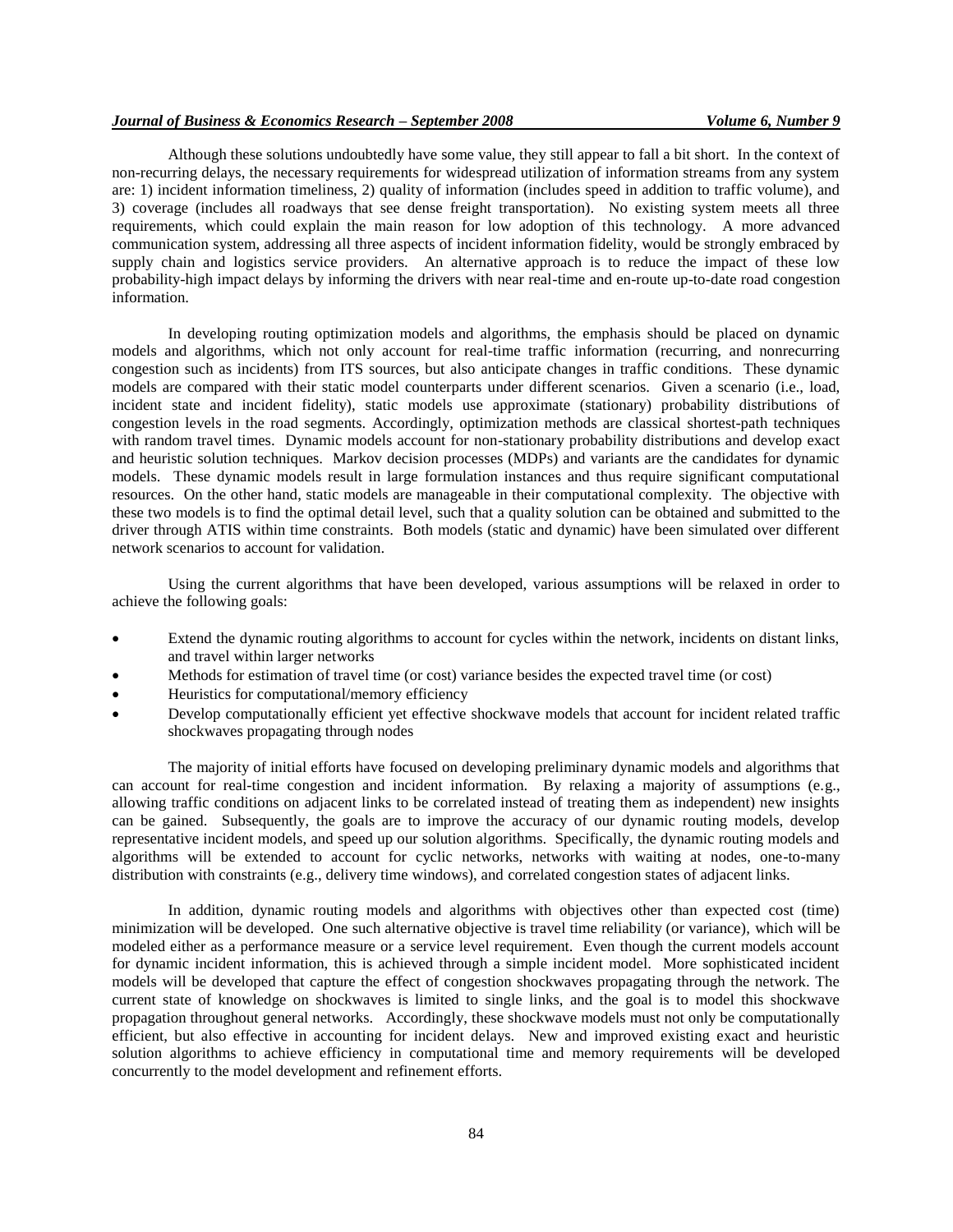Although these solutions undoubtedly have some value, they still appear to fall a bit short. In the context of non-recurring delays, the necessary requirements for widespread utilization of information streams from any system are: 1) incident information timeliness, 2) quality of information (includes speed in addition to traffic volume), and 3) coverage (includes all roadways that see dense freight transportation). No existing system meets all three requirements, which could explain the main reason for low adoption of this technology. A more advanced communication system, addressing all three aspects of incident information fidelity, would be strongly embraced by supply chain and logistics service providers. An alternative approach is to reduce the impact of these low probability-high impact delays by informing the drivers with near real-time and en-route up-to-date road congestion information.

In developing routing optimization models and algorithms, the emphasis should be placed on dynamic models and algorithms, which not only account for real-time traffic information (recurring, and nonrecurring congestion such as incidents) from ITS sources, but also anticipate changes in traffic conditions. These dynamic models are compared with their static model counterparts under different scenarios. Given a scenario (i.e., load, incident state and incident fidelity), static models use approximate (stationary) probability distributions of congestion levels in the road segments. Accordingly, optimization methods are classical shortest-path techniques with random travel times. Dynamic models account for non-stationary probability distributions and develop exact and heuristic solution techniques. Markov decision processes (MDPs) and variants are the candidates for dynamic models. These dynamic models result in large formulation instances and thus require significant computational resources. On the other hand, static models are manageable in their computational complexity. The objective with these two models is to find the optimal detail level, such that a quality solution can be obtained and submitted to the driver through ATIS within time constraints. Both models (static and dynamic) have been simulated over different network scenarios to account for validation.

Using the current algorithms that have been developed, various assumptions will be relaxed in order to achieve the following goals:

- Extend the dynamic routing algorithms to account for cycles within the network, incidents on distant links, and travel within larger networks
- Methods for estimation of travel time (or cost) variance besides the expected travel time (or cost)
- Heuristics for computational/memory efficiency
- Develop computationally efficient yet effective shockwave models that account for incident related traffic shockwaves propagating through nodes

The majority of initial efforts have focused on developing preliminary dynamic models and algorithms that can account for real-time congestion and incident information. By relaxing a majority of assumptions (e.g., allowing traffic conditions on adjacent links to be correlated instead of treating them as independent) new insights can be gained. Subsequently, the goals are to improve the accuracy of our dynamic routing models, develop representative incident models, and speed up our solution algorithms. Specifically, the dynamic routing models and algorithms will be extended to account for cyclic networks, networks with waiting at nodes, one-to-many distribution with constraints (e.g., delivery time windows), and correlated congestion states of adjacent links.

In addition, dynamic routing models and algorithms with objectives other than expected cost (time) minimization will be developed. One such alternative objective is travel time reliability (or variance), which will be modeled either as a performance measure or a service level requirement. Even though the current models account for dynamic incident information, this is achieved through a simple incident model. More sophisticated incident models will be developed that capture the effect of congestion shockwaves propagating through the network. The current state of knowledge on shockwaves is limited to single links, and the goal is to model this shockwave propagation throughout general networks. Accordingly, these shockwave models must not only be computationally efficient, but also effective in accounting for incident delays. New and improved existing exact and heuristic solution algorithms to achieve efficiency in computational time and memory requirements will be developed concurrently to the model development and refinement efforts.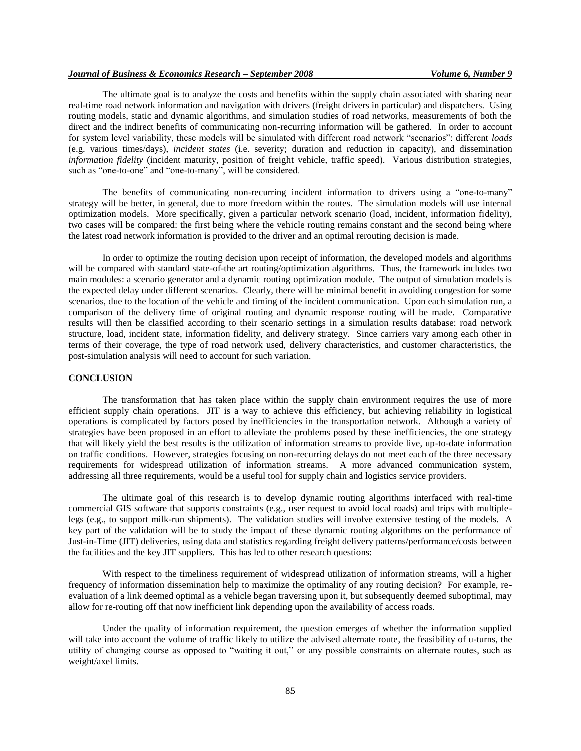The ultimate goal is to analyze the costs and benefits within the supply chain associated with sharing near real-time road network information and navigation with drivers (freight drivers in particular) and dispatchers. Using routing models, static and dynamic algorithms, and simulation studies of road networks, measurements of both the direct and the indirect benefits of communicating non-recurring information will be gathered. In order to account for system level variability, these models will be simulated with different road network "scenarios": different *loads* (e.g. various times/days), *incident states* (i.e. severity; duration and reduction in capacity), and dissemination *information fidelity* (incident maturity, position of freight vehicle, traffic speed). Various distribution strategies, such as "one-to-one" and "one-to-many", will be considered.

The benefits of communicating non-recurring incident information to drivers using a "one-to-many" strategy will be better, in general, due to more freedom within the routes. The simulation models will use internal optimization models. More specifically, given a particular network scenario (load, incident, information fidelity), two cases will be compared: the first being where the vehicle routing remains constant and the second being where the latest road network information is provided to the driver and an optimal rerouting decision is made.

In order to optimize the routing decision upon receipt of information, the developed models and algorithms will be compared with standard state-of-the art routing/optimization algorithms. Thus, the framework includes two main modules: a scenario generator and a dynamic routing optimization module. The output of simulation models is the expected delay under different scenarios. Clearly, there will be minimal benefit in avoiding congestion for some scenarios, due to the location of the vehicle and timing of the incident communication. Upon each simulation run, a comparison of the delivery time of original routing and dynamic response routing will be made. Comparative results will then be classified according to their scenario settings in a simulation results database: road network structure, load, incident state, information fidelity, and delivery strategy. Since carriers vary among each other in terms of their coverage, the type of road network used, delivery characteristics, and customer characteristics, the post-simulation analysis will need to account for such variation.

## CONCLUSION

The transformation that has taken place within the supply chain environment requires the use of more efficient supply chain operations. JIT is a way to achieve this efficiency, but achieving reliability in logistical operations is complicated by factors posed by inefficiencies in the transportation network. Although a variety of strategies have been proposed in an effort to alleviate the problems posed by these inefficiencies, the one strategy that will likely yield the best results is the utilization of information streams to provide live, up-to-date information on traffic conditions. However, strategies focusing on non-recurring delays do not meet each of the three necessary requirements for widespread utilization of information streams. A more advanced communication system, addressing all three requirements, would be a useful tool for supply chain and logistics service providers.

The ultimate goal of this research is to develop dynamic routing algorithms interfaced with real-time commercial GIS software that supports constraints (e.g., user request to avoid local roads) and trips with multiple-legs (e.g., to support milk-run shipments). The validation studies will involve extensive testing of the models. A key part of the validation will be to study the impact of these dynamic routing algorithms on the performance of Just-in-Time (JIT) deliveries, using data and statistics regarding freight delivery patterns/performance/costs between the facilities and the key JIT suppliers. This has led to other research questions:

With respect to the timeliness requirement of widespread utilization of information streams, will a higher frequency of information dissemination help to maximize the optimality of any routing decision? For example, re-evaluation of a link deemed optimal as a vehicle began traversing upon it, but subsequently deemed suboptimal, may allow for re-routing off that now inefficient link depending upon the availability of access roads.

Under the quality of information requirement, the question emerges of whether the information supplied will take into account the volume of traffic likely to utilize the advised alternate route, the feasibility of u-turns, the utility of changing course as opposed to "waiting it out," or any possible constraints on alternate routes, such as weight/axel limits.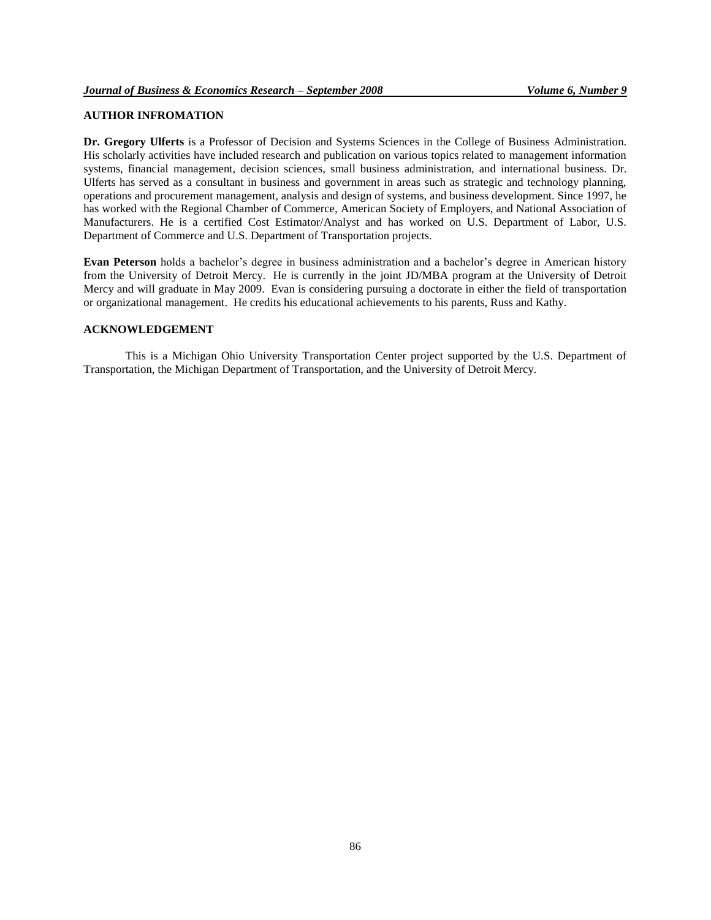## AUTHOR INFROMATION

**Dr. Gregory Ulferts** is a Professor of Decision and Systems Sciences in the College of Business Administration. His scholarly activities have included research and publication on various topics related to management information systems, financial management, decision sciences, small business administration, and international business. Dr. Ulferts has served as a consultant in business and government in areas such as strategic and technology planning, operations and procurement management, analysis and design of systems, and business development. Since 1997, he has worked with the Regional Chamber of Commerce, American Society of Employers, and National Association of Manufacturers. He is a certified Cost Estimator/Analyst and has worked on U.S. Department of Labor, U.S. Department of Commerce and U.S. Department of Transportation projects.

**Evan Peterson** holds a bachelor's degree in business administration and a bachelor's degree in American history from the University of Detroit Mercy. He is currently in the joint JD/MBA program at the University of Detroit Mercy and will graduate in May 2009. Evan is considering pursuing a doctorate in either the field of transportation or organizational management. He credits his educational achievements to his parents, Russ and Kathy.

## ACKNOWLEDGEMENT

This is a Michigan Ohio University Transportation Center project supported by the U.S. Department of Transportation, the Michigan Department of Transportation, and the University of Detroit Mercy.